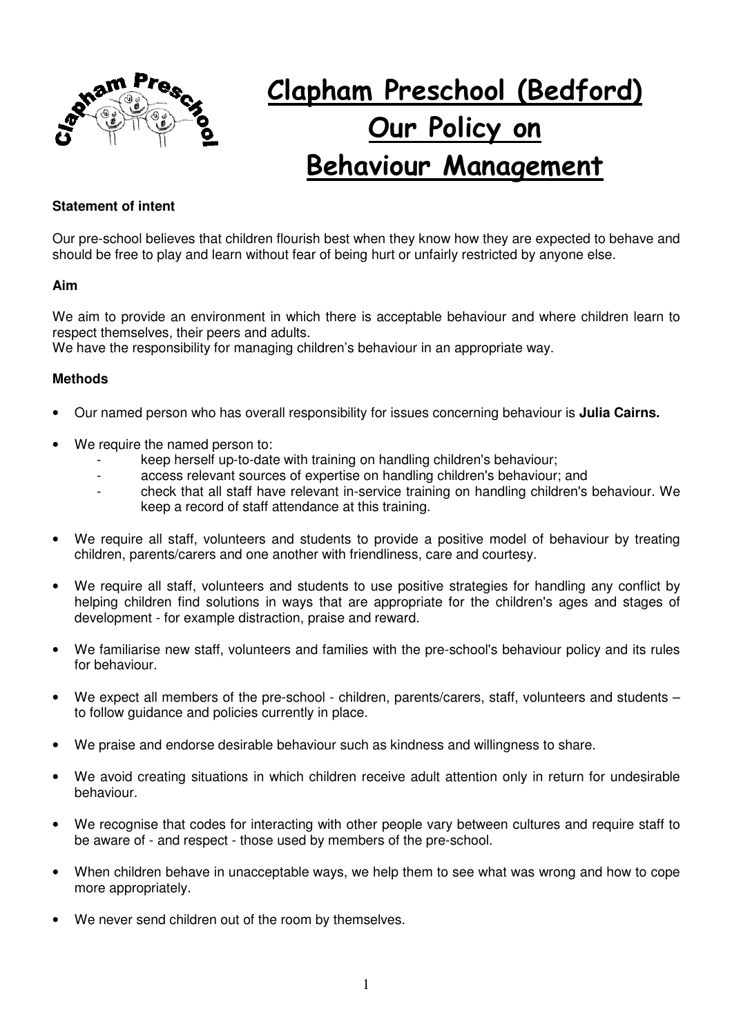# Clapham Preschool (Bedford)
# Our Policy on Behaviour Management

**Statement of intent**

Our pre-school believes that children flourish best when they know how they are expected to behave and should be free to play and learn without fear of being hurt or unfairly restricted by anyone else.

**Aim**

We aim to provide an environment in which there is acceptable behaviour and where children learn to respect themselves, their peers and adults.
We have the responsibility for managing children's behaviour in an appropriate way.

**Methods**

- Our named person who has overall responsibility for issues concerning behaviour is **Julia Cairns.**
- We require the named person to:
  - keep herself up-to-date with training on handling children's behaviour;
  - access relevant sources of expertise on handling children's behaviour; and
  - check that all staff have relevant in-service training on handling children's behaviour. We keep a record of staff attendance at this training.
- We require all staff, volunteers and students to provide a positive model of behaviour by treating children, parents/carers and one another with friendliness, care and courtesy.
- We require all staff, volunteers and students to use positive strategies for handling any conflict by helping children find solutions in ways that are appropriate for the children's ages and stages of development - for example distraction, praise and reward.
- We familiarise new staff, volunteers and families with the pre-school's behaviour policy and its rules for behaviour.
- We expect all members of the pre-school - children, parents/carers, staff, volunteers and students – to follow guidance and policies currently in place.
- We praise and endorse desirable behaviour such as kindness and willingness to share.
- We avoid creating situations in which children receive adult attention only in return for undesirable behaviour.
- We recognise that codes for interacting with other people vary between cultures and require staff to be aware of - and respect - those used by members of the pre-school.
- When children behave in unacceptable ways, we help them to see what was wrong and how to cope more appropriately.
- We never send children out of the room by themselves.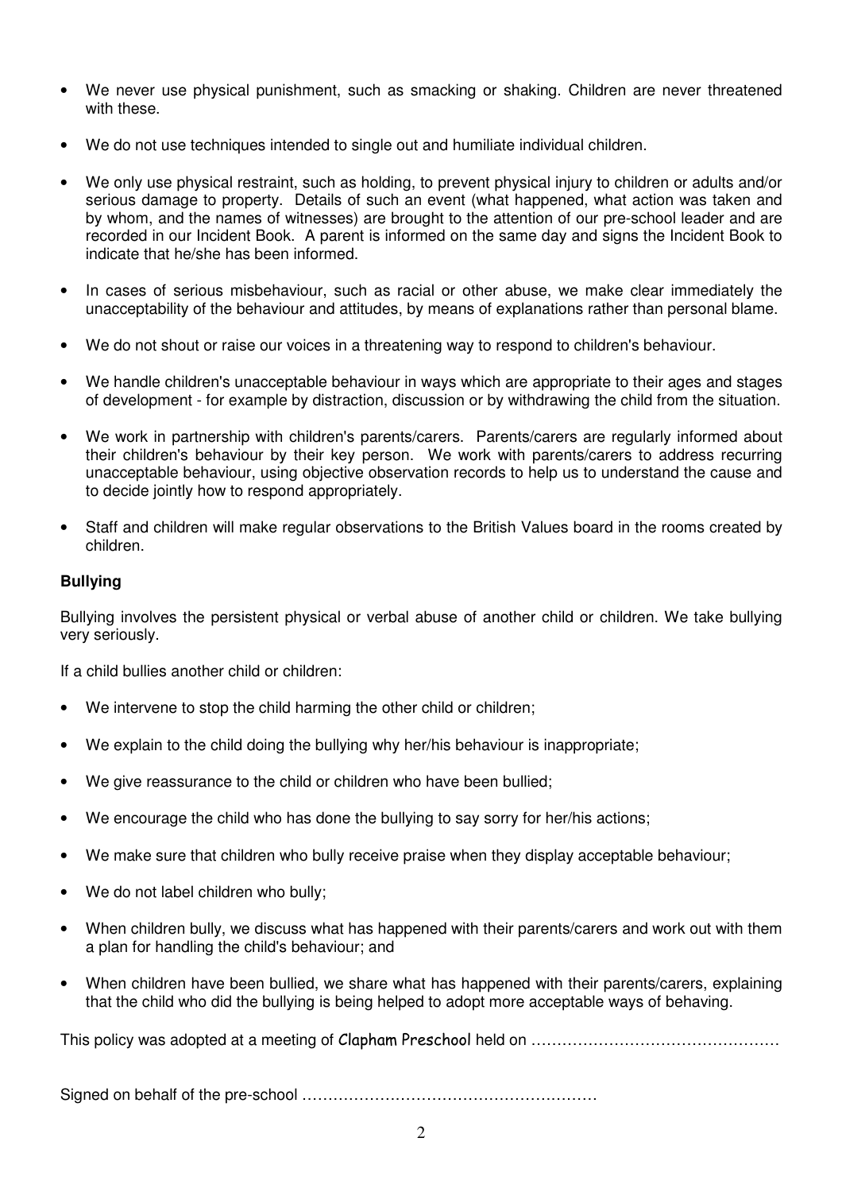- We never use physical punishment, such as smacking or shaking. Children are never threatened with these.
- We do not use techniques intended to single out and humiliate individual children.
- We only use physical restraint, such as holding, to prevent physical injury to children or adults and/or serious damage to property. Details of such an event (what happened, what action was taken and by whom, and the names of witnesses) are brought to the attention of our pre-school leader and are recorded in our Incident Book. A parent is informed on the same day and signs the Incident Book to indicate that he/she has been informed.
- In cases of serious misbehaviour, such as racial or other abuse, we make clear immediately the unacceptability of the behaviour and attitudes, by means of explanations rather than personal blame.
- We do not shout or raise our voices in a threatening way to respond to children's behaviour.
- We handle children's unacceptable behaviour in ways which are appropriate to their ages and stages of development - for example by distraction, discussion or by withdrawing the child from the situation.
- We work in partnership with children's parents/carers. Parents/carers are regularly informed about their children's behaviour by their key person. We work with parents/carers to address recurring unacceptable behaviour, using objective observation records to help us to understand the cause and to decide jointly how to respond appropriately.
- Staff and children will make regular observations to the British Values board in the rooms created by children.

**Bullying**

Bullying involves the persistent physical or verbal abuse of another child or children. We take bullying very seriously.

If a child bullies another child or children:

- We intervene to stop the child harming the other child or children;
- We explain to the child doing the bullying why her/his behaviour is inappropriate;
- We give reassurance to the child or children who have been bullied;
- We encourage the child who has done the bullying to say sorry for her/his actions;
- We make sure that children who bully receive praise when they display acceptable behaviour;
- We do not label children who bully;
- When children bully, we discuss what has happened with their parents/carers and work out with them a plan for handling the child's behaviour; and
- When children have been bullied, we share what has happened with their parents/carers, explaining that the child who did the bullying is being helped to adopt more acceptable ways of behaving.

This policy was adopted at a meeting of Clapham Preschool held on …………………………………………

Signed on behalf of the pre-school …………………………………………………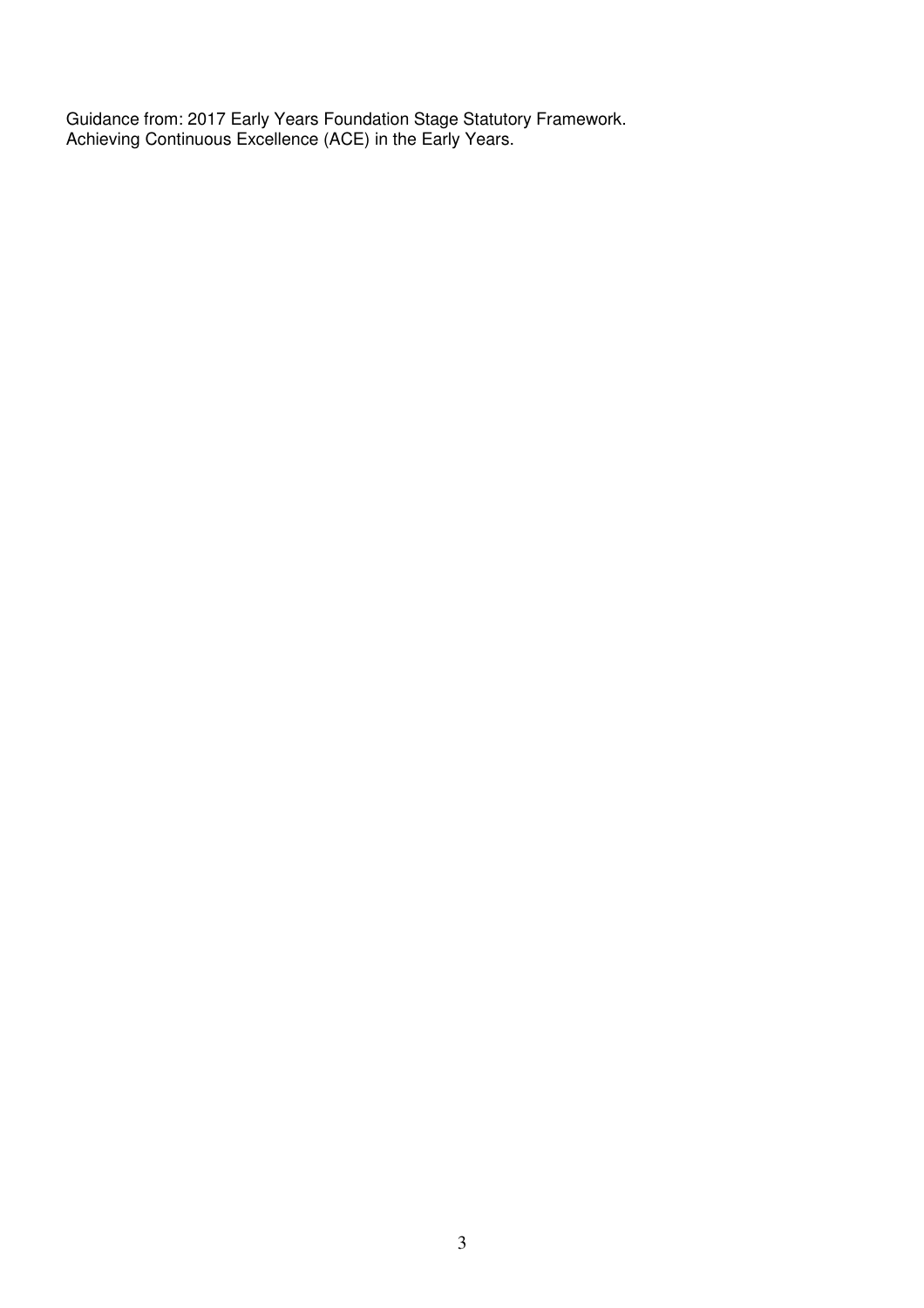Guidance from: 2017 Early Years Foundation Stage Statutory Framework.
Achieving Continuous Excellence (ACE) in the Early Years.